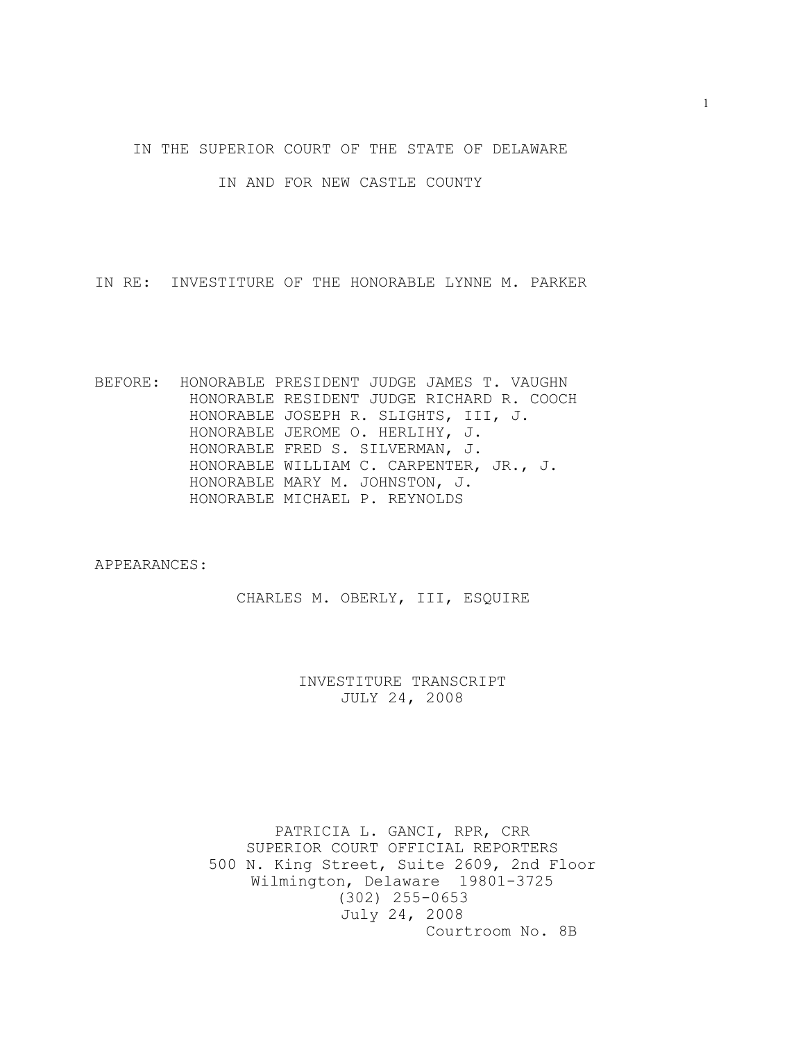IN THE SUPERIOR COURT OF THE STATE OF DELAWARE

IN AND FOR NEW CASTLE COUNTY

IN RE: INVESTITURE OF THE HONORABLE LYNNE M. PARKER

BEFORE: HONORABLE PRESIDENT JUDGE JAMES T. VAUGHN
HONORABLE RESIDENT JUDGE RICHARD R. COOCH
HONORABLE JOSEPH R. SLIGHTS, III, J.
HONORABLE JEROME O. HERLIHY, J.
HONORABLE FRED S. SILVERMAN, J.
HONORABLE WILLIAM C. CARPENTER, JR., J.
HONORABLE MARY M. JOHNSTON, J.
HONORABLE MICHAEL P. REYNOLDS

APPEARANCES:

CHARLES M. OBERLY, III, ESQUIRE

INVESTITURE TRANSCRIPT
JULY 24, 2008

PATRICIA L. GANCI, RPR, CRR
SUPERIOR COURT OFFICIAL REPORTERS
500 N. King Street, Suite 2609, 2nd Floor
Wilmington, Delaware 19801-3725
(302) 255-0653
July 24, 2008
Courtroom No. 8B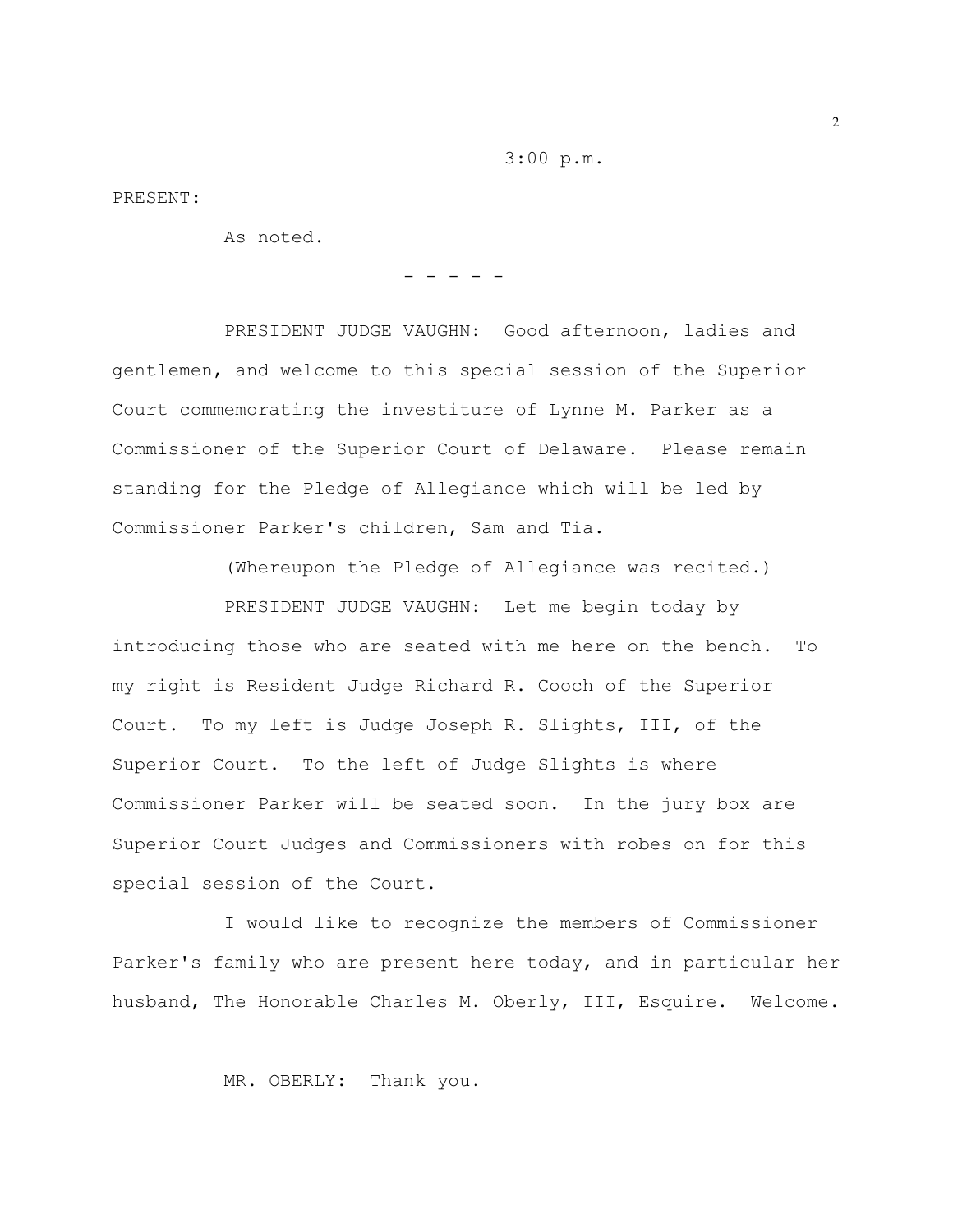3:00 p.m.

PRESENT:

As noted.

- - - - -

PRESIDENT JUDGE VAUGHN: Good afternoon, ladies and gentlemen, and welcome to this special session of the Superior Court commemorating the investiture of Lynne M. Parker as a Commissioner of the Superior Court of Delaware. Please remain standing for the Pledge of Allegiance which will be led by Commissioner Parker's children, Sam and Tia.

(Whereupon the Pledge of Allegiance was recited.)

PRESIDENT JUDGE VAUGHN: Let me begin today by introducing those who are seated with me here on the bench. To my right is Resident Judge Richard R. Cooch of the Superior Court. To my left is Judge Joseph R. Slights, III, of the Superior Court. To the left of Judge Slights is where Commissioner Parker will be seated soon. In the jury box are Superior Court Judges and Commissioners with robes on for this special session of the Court.

I would like to recognize the members of Commissioner Parker's family who are present here today, and in particular her husband, The Honorable Charles M. Oberly, III, Esquire. Welcome.

MR. OBERLY: Thank you.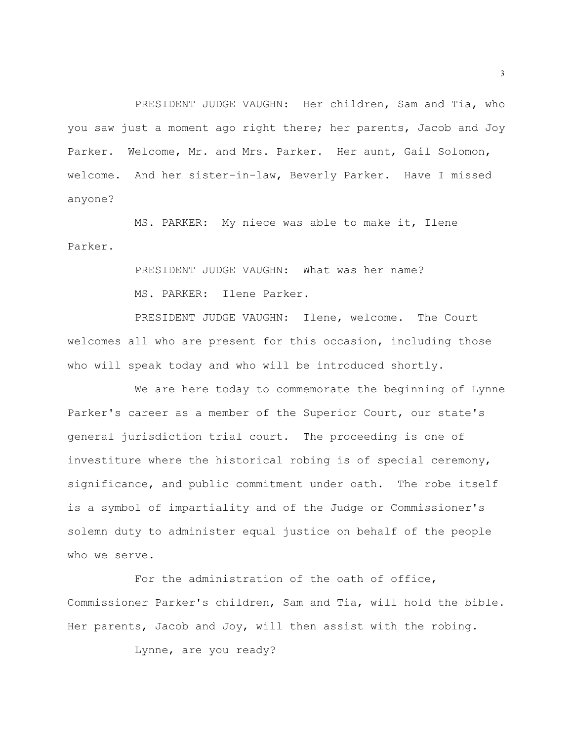PRESIDENT JUDGE VAUGHN: Her children, Sam and Tia, who you saw just a moment ago right there; her parents, Jacob and Joy Parker. Welcome, Mr. and Mrs. Parker. Her aunt, Gail Solomon, welcome. And her sister-in-law, Beverly Parker. Have I missed anyone?

MS. PARKER: My niece was able to make it, Ilene Parker.

PRESIDENT JUDGE VAUGHN: What was her name?

MS. PARKER: Ilene Parker.

PRESIDENT JUDGE VAUGHN: Ilene, welcome. The Court welcomes all who are present for this occasion, including those who will speak today and who will be introduced shortly.

We are here today to commemorate the beginning of Lynne Parker's career as a member of the Superior Court, our state's general jurisdiction trial court. The proceeding is one of investiture where the historical robing is of special ceremony, significance, and public commitment under oath. The robe itself is a symbol of impartiality and of the Judge or Commissioner's solemn duty to administer equal justice on behalf of the people who we serve.

For the administration of the oath of office, Commissioner Parker's children, Sam and Tia, will hold the bible. Her parents, Jacob and Joy, will then assist with the robing.

Lynne, are you ready?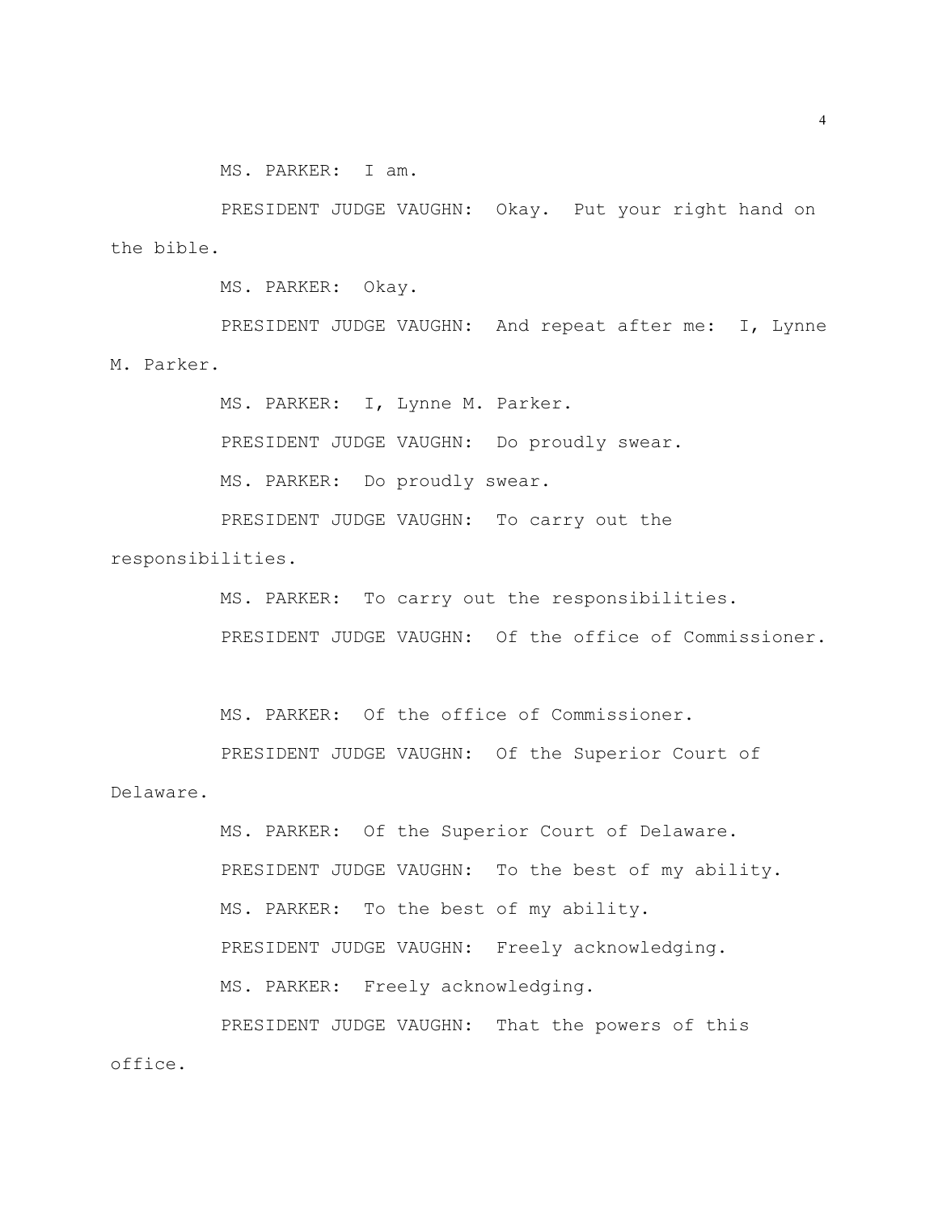MS. PARKER: I am.

PRESIDENT JUDGE VAUGHN: Okay. Put your right hand on the bible.

MS. PARKER: Okay.

PRESIDENT JUDGE VAUGHN: And repeat after me: I, Lynne M. Parker.

MS. PARKER: I, Lynne M. Parker.

PRESIDENT JUDGE VAUGHN: Do proudly swear.

MS. PARKER: Do proudly swear.

PRESIDENT JUDGE VAUGHN: To carry out the responsibilities.

MS. PARKER: To carry out the responsibilities.

PRESIDENT JUDGE VAUGHN: Of the office of Commissioner.

MS. PARKER: Of the office of Commissioner.

PRESIDENT JUDGE VAUGHN: Of the Superior Court of Delaware.

MS. PARKER: Of the Superior Court of Delaware.

PRESIDENT JUDGE VAUGHN: To the best of my ability.

MS. PARKER: To the best of my ability.

PRESIDENT JUDGE VAUGHN: Freely acknowledging.

MS. PARKER: Freely acknowledging.

PRESIDENT JUDGE VAUGHN: That the powers of this office.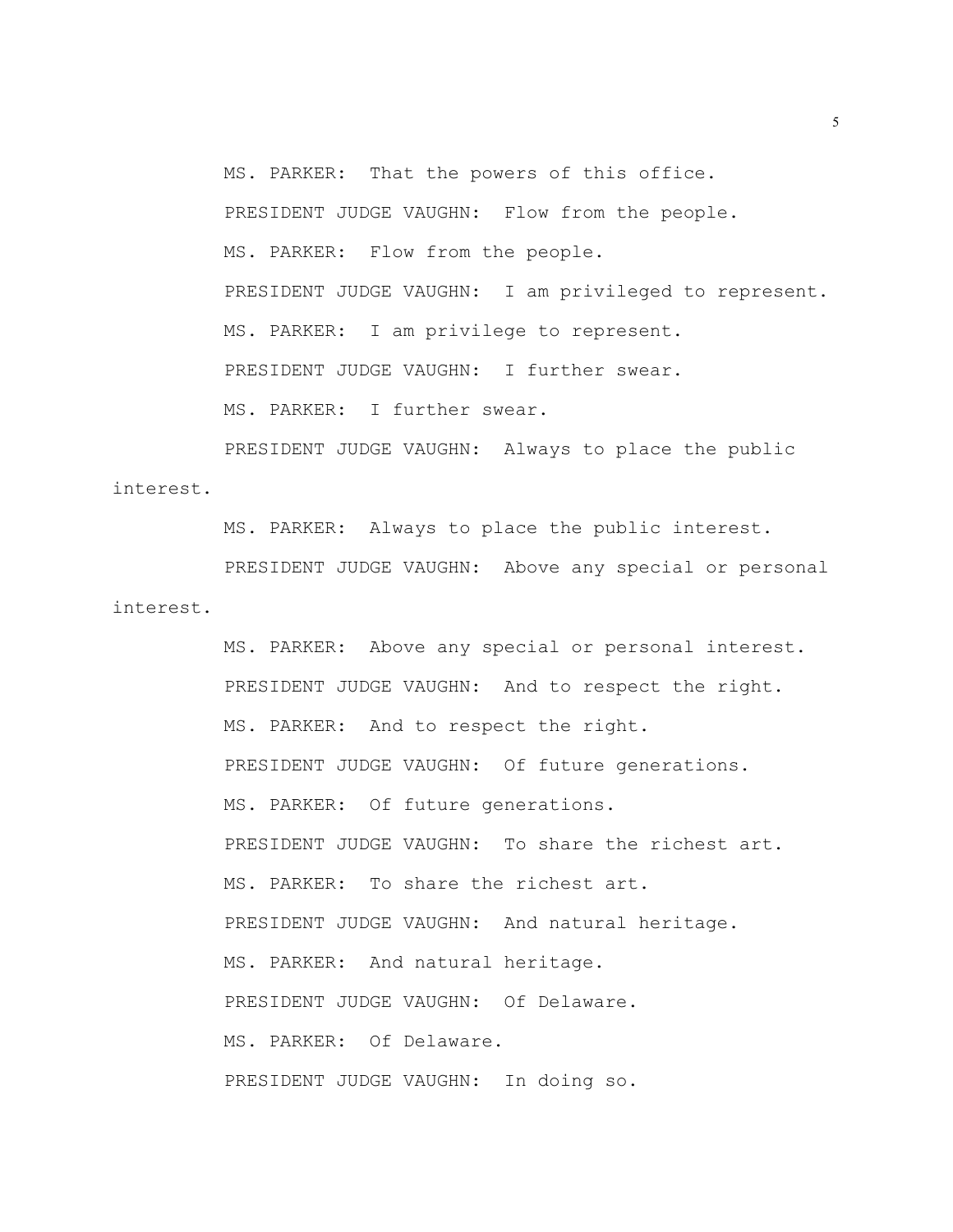MS. PARKER: That the powers of this office.

PRESIDENT JUDGE VAUGHN: Flow from the people.

MS. PARKER: Flow from the people.

PRESIDENT JUDGE VAUGHN: I am privileged to represent.

MS. PARKER: I am privilege to represent.

PRESIDENT JUDGE VAUGHN: I further swear.

MS. PARKER: I further swear.

PRESIDENT JUDGE VAUGHN: Always to place the public interest.

MS. PARKER: Always to place the public interest.

PRESIDENT JUDGE VAUGHN: Above any special or personal interest.

MS. PARKER: Above any special or personal interest.

PRESIDENT JUDGE VAUGHN: And to respect the right.

MS. PARKER: And to respect the right.

PRESIDENT JUDGE VAUGHN: Of future generations.

MS. PARKER: Of future generations.

PRESIDENT JUDGE VAUGHN: To share the richest art.

MS. PARKER: To share the richest art.

PRESIDENT JUDGE VAUGHN: And natural heritage.

MS. PARKER: And natural heritage.

PRESIDENT JUDGE VAUGHN: Of Delaware.

MS. PARKER: Of Delaware.

PRESIDENT JUDGE VAUGHN: In doing so.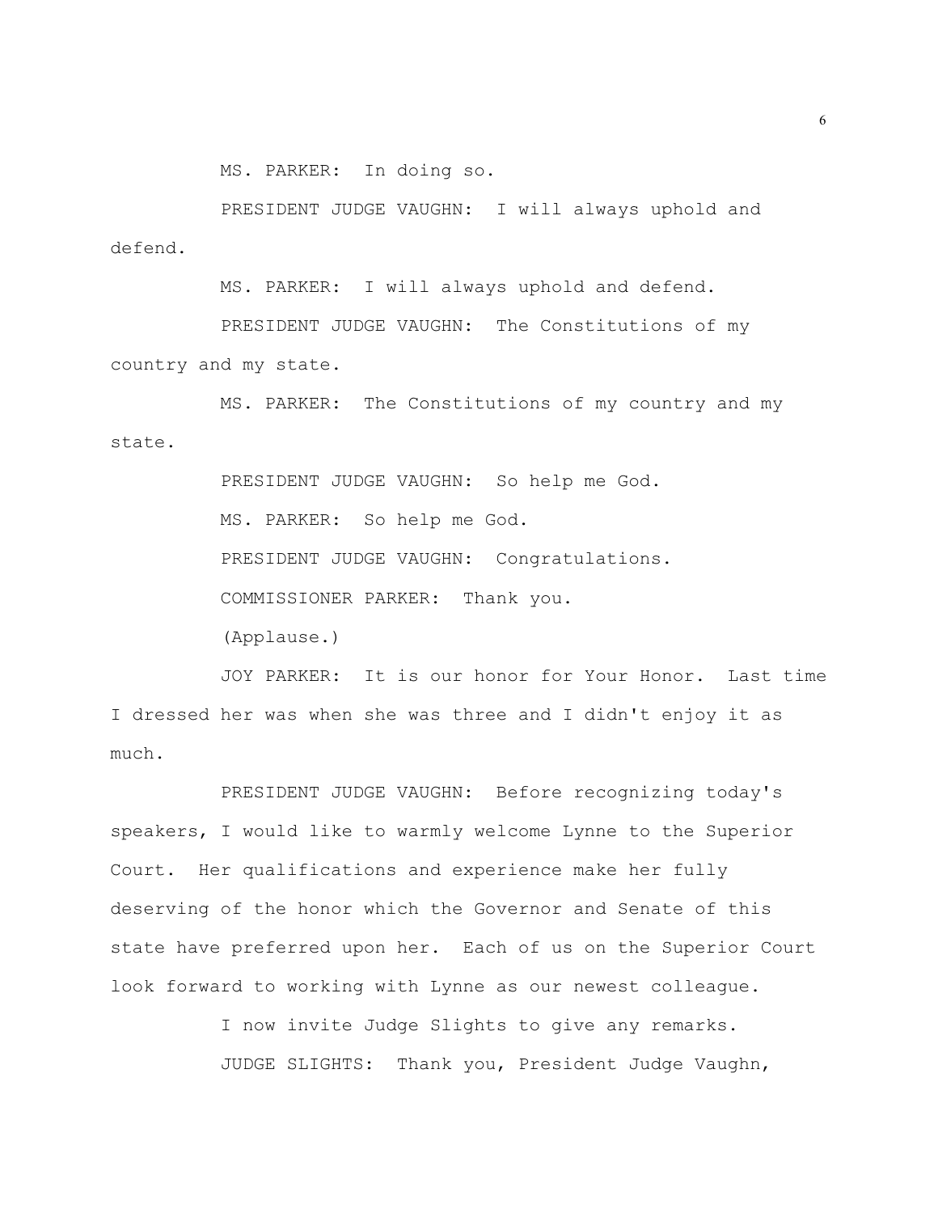MS. PARKER: In doing so.

PRESIDENT JUDGE VAUGHN: I will always uphold and defend.

MS. PARKER: I will always uphold and defend.

PRESIDENT JUDGE VAUGHN: The Constitutions of my country and my state.

MS. PARKER: The Constitutions of my country and my state.

PRESIDENT JUDGE VAUGHN: So help me God.

MS. PARKER: So help me God.

PRESIDENT JUDGE VAUGHN: Congratulations.

COMMISSIONER PARKER: Thank you.

(Applause.)

JOY PARKER: It is our honor for Your Honor. Last time I dressed her was when she was three and I didn't enjoy it as much.

PRESIDENT JUDGE VAUGHN: Before recognizing today's speakers, I would like to warmly welcome Lynne to the Superior Court. Her qualifications and experience make her fully deserving of the honor which the Governor and Senate of this state have preferred upon her. Each of us on the Superior Court look forward to working with Lynne as our newest colleague.

I now invite Judge Slights to give any remarks.

JUDGE SLIGHTS: Thank you, President Judge Vaughn,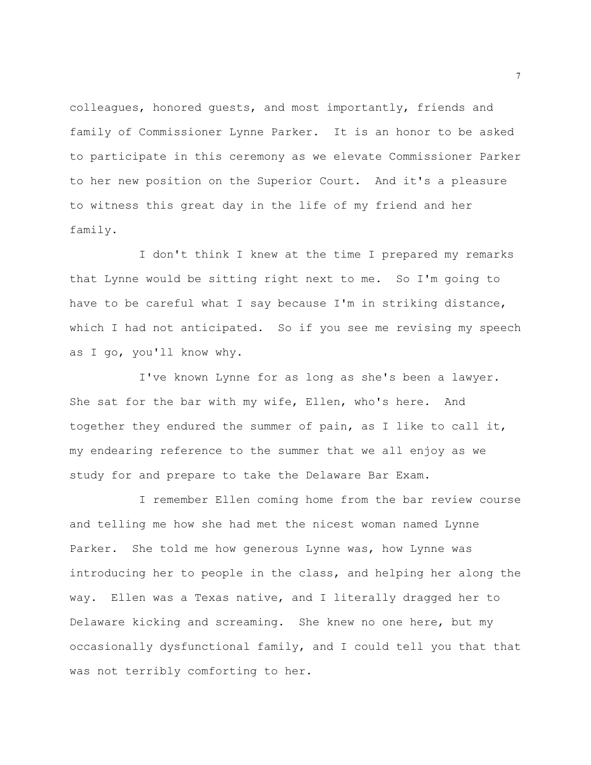colleagues, honored guests, and most importantly, friends and family of Commissioner Lynne Parker. It is an honor to be asked to participate in this ceremony as we elevate Commissioner Parker to her new position on the Superior Court. And it's a pleasure to witness this great day in the life of my friend and her family.

I don't think I knew at the time I prepared my remarks that Lynne would be sitting right next to me. So I'm going to have to be careful what I say because I'm in striking distance, which I had not anticipated. So if you see me revising my speech as I go, you'll know why.

I've known Lynne for as long as she's been a lawyer. She sat for the bar with my wife, Ellen, who's here. And together they endured the summer of pain, as I like to call it, my endearing reference to the summer that we all enjoy as we study for and prepare to take the Delaware Bar Exam.

I remember Ellen coming home from the bar review course and telling me how she had met the nicest woman named Lynne Parker. She told me how generous Lynne was, how Lynne was introducing her to people in the class, and helping her along the way. Ellen was a Texas native, and I literally dragged her to Delaware kicking and screaming. She knew no one here, but my occasionally dysfunctional family, and I could tell you that that was not terribly comforting to her.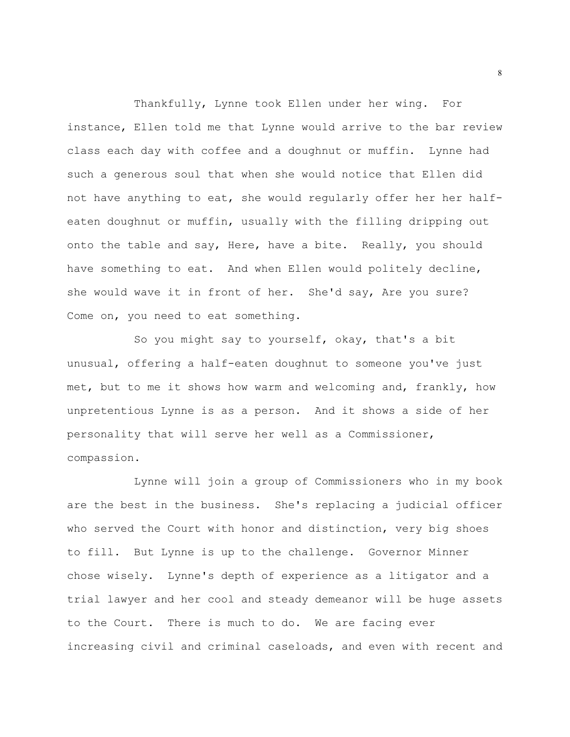Thankfully, Lynne took Ellen under her wing. For instance, Ellen told me that Lynne would arrive to the bar review class each day with coffee and a doughnut or muffin. Lynne had such a generous soul that when she would notice that Ellen did not have anything to eat, she would regularly offer her her half-eaten doughnut or muffin, usually with the filling dripping out onto the table and say, Here, have a bite. Really, you should have something to eat. And when Ellen would politely decline, she would wave it in front of her. She'd say, Are you sure? Come on, you need to eat something.

So you might say to yourself, okay, that's a bit unusual, offering a half-eaten doughnut to someone you've just met, but to me it shows how warm and welcoming and, frankly, how unpretentious Lynne is as a person. And it shows a side of her personality that will serve her well as a Commissioner, compassion.

Lynne will join a group of Commissioners who in my book are the best in the business. She's replacing a judicial officer who served the Court with honor and distinction, very big shoes to fill. But Lynne is up to the challenge. Governor Minner chose wisely. Lynne's depth of experience as a litigator and a trial lawyer and her cool and steady demeanor will be huge assets to the Court. There is much to do. We are facing ever increasing civil and criminal caseloads, and even with recent and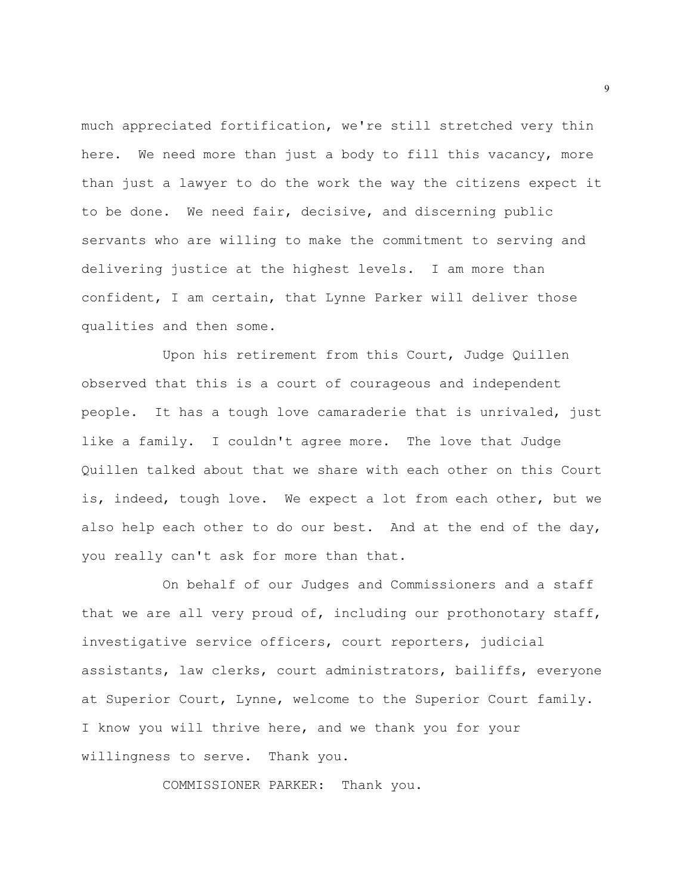much appreciated fortification, we're still stretched very thin here. We need more than just a body to fill this vacancy, more than just a lawyer to do the work the way the citizens expect it to be done. We need fair, decisive, and discerning public servants who are willing to make the commitment to serving and delivering justice at the highest levels. I am more than confident, I am certain, that Lynne Parker will deliver those qualities and then some.

Upon his retirement from this Court, Judge Quillen observed that this is a court of courageous and independent people. It has a tough love camaraderie that is unrivaled, just like a family. I couldn't agree more. The love that Judge Quillen talked about that we share with each other on this Court is, indeed, tough love. We expect a lot from each other, but we also help each other to do our best. And at the end of the day, you really can't ask for more than that.

On behalf of our Judges and Commissioners and a staff that we are all very proud of, including our prothonotary staff, investigative service officers, court reporters, judicial assistants, law clerks, court administrators, bailiffs, everyone at Superior Court, Lynne, welcome to the Superior Court family. I know you will thrive here, and we thank you for your willingness to serve. Thank you.

COMMISSIONER PARKER: Thank you.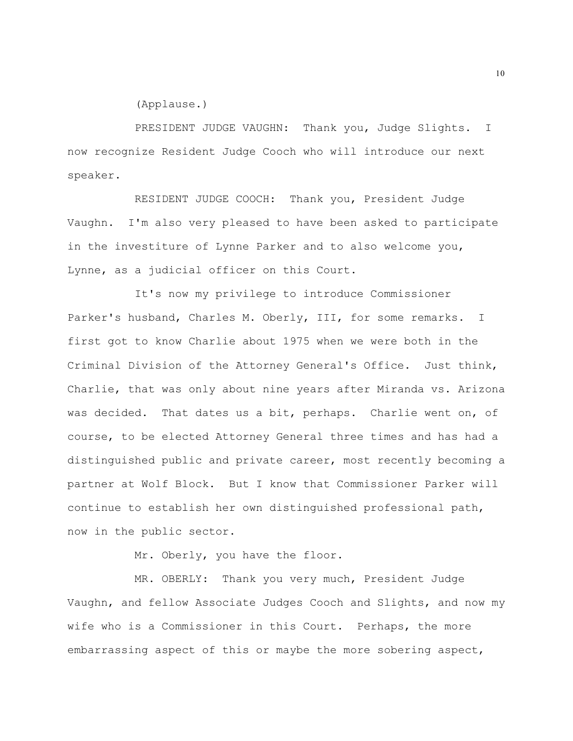(Applause.)

PRESIDENT JUDGE VAUGHN: Thank you, Judge Slights. I now recognize Resident Judge Cooch who will introduce our next speaker.

RESIDENT JUDGE COOCH: Thank you, President Judge Vaughn. I'm also very pleased to have been asked to participate in the investiture of Lynne Parker and to also welcome you, Lynne, as a judicial officer on this Court.

It's now my privilege to introduce Commissioner Parker's husband, Charles M. Oberly, III, for some remarks. I first got to know Charlie about 1975 when we were both in the Criminal Division of the Attorney General's Office. Just think, Charlie, that was only about nine years after Miranda vs. Arizona was decided. That dates us a bit, perhaps. Charlie went on, of course, to be elected Attorney General three times and has had a distinguished public and private career, most recently becoming a partner at Wolf Block. But I know that Commissioner Parker will continue to establish her own distinguished professional path, now in the public sector.

Mr. Oberly, you have the floor.

MR. OBERLY: Thank you very much, President Judge Vaughn, and fellow Associate Judges Cooch and Slights, and now my wife who is a Commissioner in this Court. Perhaps, the more embarrassing aspect of this or maybe the more sobering aspect,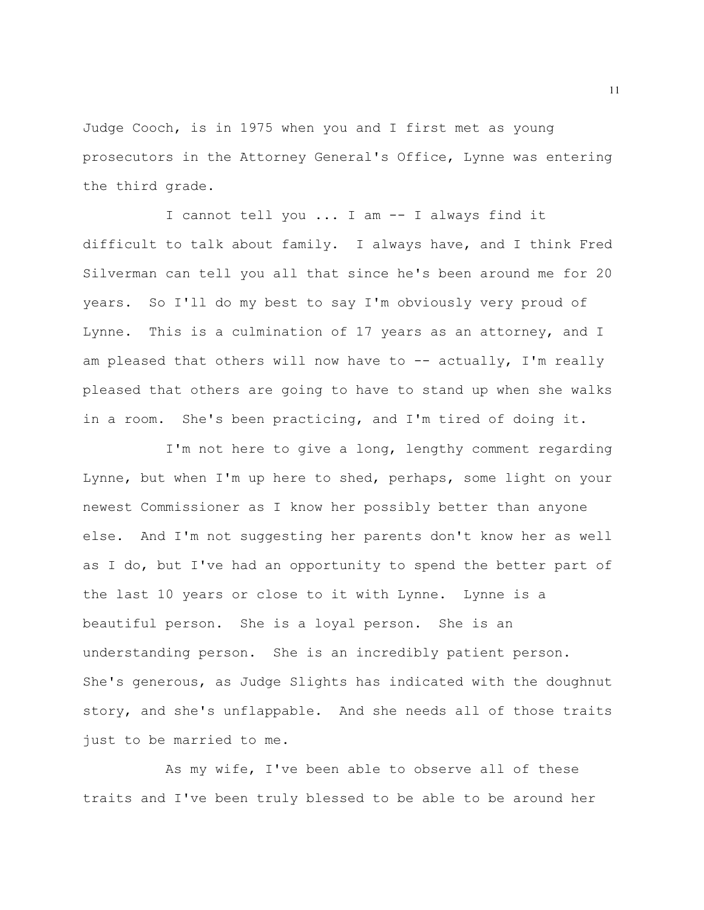Judge Cooch, is in 1975 when you and I first met as young prosecutors in the Attorney General's Office, Lynne was entering the third grade.

I cannot tell you ... I am -- I always find it difficult to talk about family. I always have, and I think Fred Silverman can tell you all that since he's been around me for 20 years. So I'll do my best to say I'm obviously very proud of Lynne. This is a culmination of 17 years as an attorney, and I am pleased that others will now have to -- actually, I'm really pleased that others are going to have to stand up when she walks in a room. She's been practicing, and I'm tired of doing it.

I'm not here to give a long, lengthy comment regarding Lynne, but when I'm up here to shed, perhaps, some light on your newest Commissioner as I know her possibly better than anyone else. And I'm not suggesting her parents don't know her as well as I do, but I've had an opportunity to spend the better part of the last 10 years or close to it with Lynne. Lynne is a beautiful person. She is a loyal person. She is an understanding person. She is an incredibly patient person. She's generous, as Judge Slights has indicated with the doughnut story, and she's unflappable. And she needs all of those traits just to be married to me.

As my wife, I've been able to observe all of these traits and I've been truly blessed to be able to be around her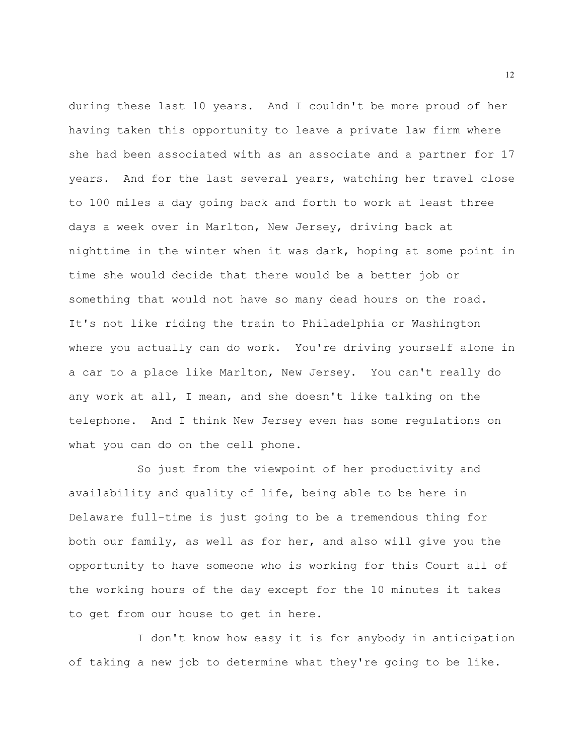during these last 10 years. And I couldn't be more proud of her having taken this opportunity to leave a private law firm where she had been associated with as an associate and a partner for 17 years. And for the last several years, watching her travel close to 100 miles a day going back and forth to work at least three days a week over in Marlton, New Jersey, driving back at nighttime in the winter when it was dark, hoping at some point in time she would decide that there would be a better job or something that would not have so many dead hours on the road. It's not like riding the train to Philadelphia or Washington where you actually can do work. You're driving yourself alone in a car to a place like Marlton, New Jersey. You can't really do any work at all, I mean, and she doesn't like talking on the telephone. And I think New Jersey even has some regulations on what you can do on the cell phone.

So just from the viewpoint of her productivity and availability and quality of life, being able to be here in Delaware full-time is just going to be a tremendous thing for both our family, as well as for her, and also will give you the opportunity to have someone who is working for this Court all of the working hours of the day except for the 10 minutes it takes to get from our house to get in here.

I don't know how easy it is for anybody in anticipation of taking a new job to determine what they're going to be like.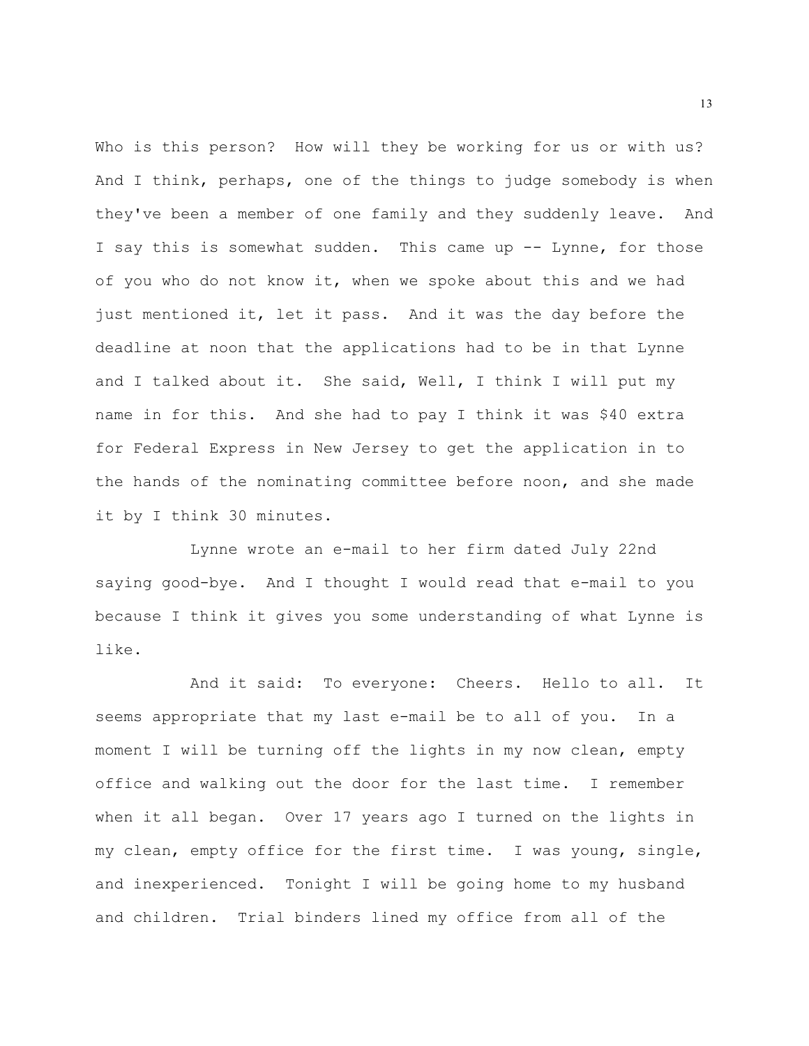Who is this person? How will they be working for us or with us? And I think, perhaps, one of the things to judge somebody is when they've been a member of one family and they suddenly leave. And I say this is somewhat sudden. This came up -- Lynne, for those of you who do not know it, when we spoke about this and we had just mentioned it, let it pass. And it was the day before the deadline at noon that the applications had to be in that Lynne and I talked about it. She said, Well, I think I will put my name in for this. And she had to pay I think it was $40 extra for Federal Express in New Jersey to get the application in to the hands of the nominating committee before noon, and she made it by I think 30 minutes.

Lynne wrote an e-mail to her firm dated July 22nd saying good-bye. And I thought I would read that e-mail to you because I think it gives you some understanding of what Lynne is like.

And it said: To everyone: Cheers. Hello to all. It seems appropriate that my last e-mail be to all of you. In a moment I will be turning off the lights in my now clean, empty office and walking out the door for the last time. I remember when it all began. Over 17 years ago I turned on the lights in my clean, empty office for the first time. I was young, single, and inexperienced. Tonight I will be going home to my husband and children. Trial binders lined my office from all of the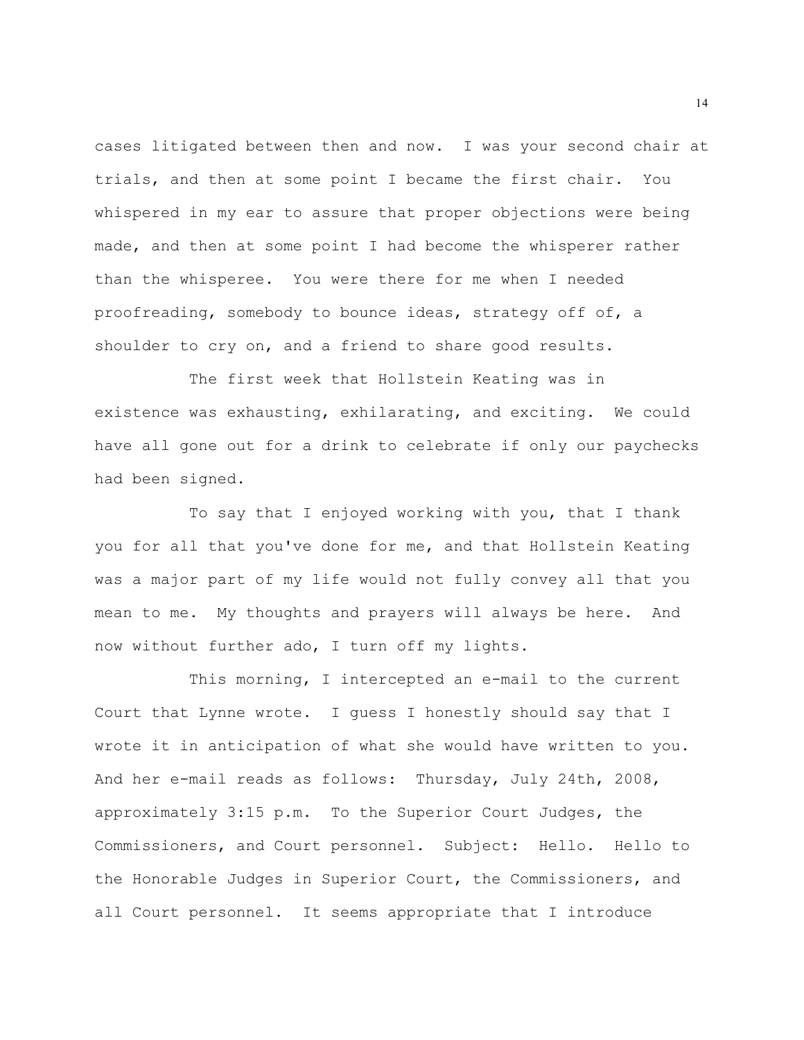cases litigated between then and now. I was your second chair at trials, and then at some point I became the first chair. You whispered in my ear to assure that proper objections were being made, and then at some point I had become the whisperer rather than the whisperee. You were there for me when I needed proofreading, somebody to bounce ideas, strategy off of, a shoulder to cry on, and a friend to share good results.

The first week that Hollstein Keating was in existence was exhausting, exhilarating, and exciting. We could have all gone out for a drink to celebrate if only our paychecks had been signed.

To say that I enjoyed working with you, that I thank you for all that you've done for me, and that Hollstein Keating was a major part of my life would not fully convey all that you mean to me. My thoughts and prayers will always be here. And now without further ado, I turn off my lights.

This morning, I intercepted an e-mail to the current Court that Lynne wrote. I guess I honestly should say that I wrote it in anticipation of what she would have written to you. And her e-mail reads as follows: Thursday, July 24th, 2008, approximately 3:15 p.m. To the Superior Court Judges, the Commissioners, and Court personnel. Subject: Hello. Hello to the Honorable Judges in Superior Court, the Commissioners, and all Court personnel. It seems appropriate that I introduce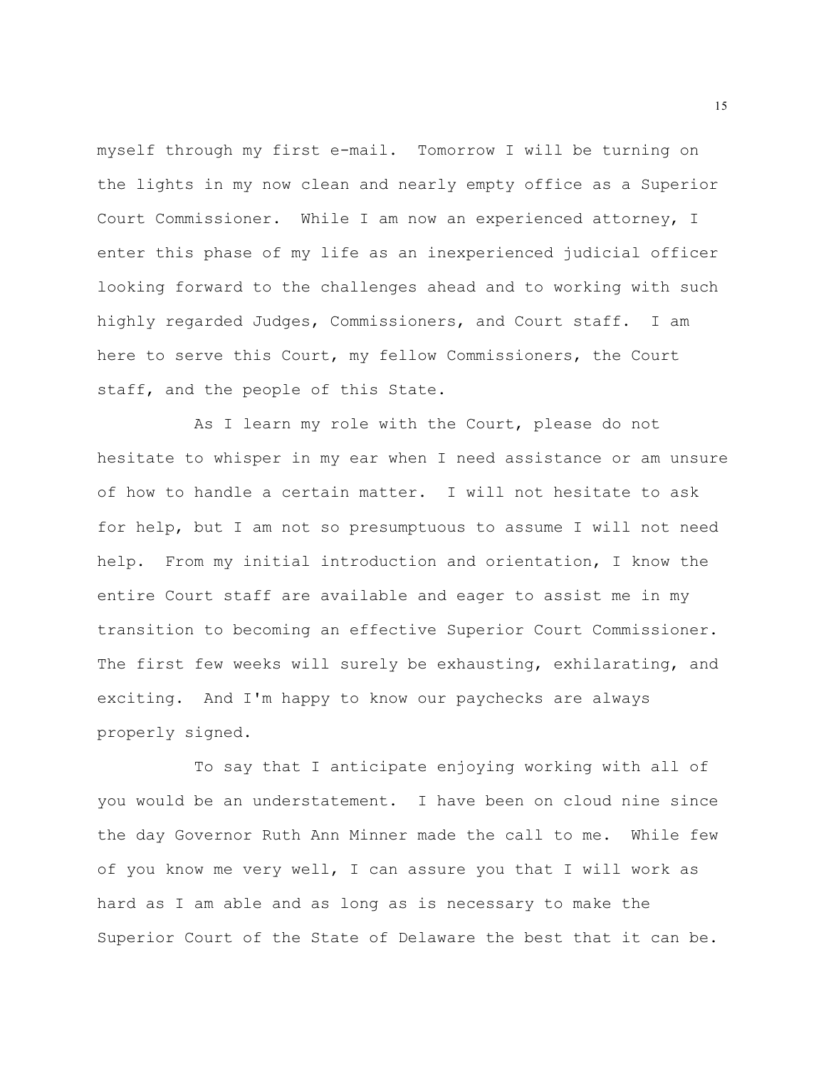myself through my first e-mail. Tomorrow I will be turning on the lights in my now clean and nearly empty office as a Superior Court Commissioner. While I am now an experienced attorney, I enter this phase of my life as an inexperienced judicial officer looking forward to the challenges ahead and to working with such highly regarded Judges, Commissioners, and Court staff. I am here to serve this Court, my fellow Commissioners, the Court staff, and the people of this State.

As I learn my role with the Court, please do not hesitate to whisper in my ear when I need assistance or am unsure of how to handle a certain matter. I will not hesitate to ask for help, but I am not so presumptuous to assume I will not need help. From my initial introduction and orientation, I know the entire Court staff are available and eager to assist me in my transition to becoming an effective Superior Court Commissioner. The first few weeks will surely be exhausting, exhilarating, and exciting. And I'm happy to know our paychecks are always properly signed.

To say that I anticipate enjoying working with all of you would be an understatement. I have been on cloud nine since the day Governor Ruth Ann Minner made the call to me. While few of you know me very well, I can assure you that I will work as hard as I am able and as long as is necessary to make the Superior Court of the State of Delaware the best that it can be.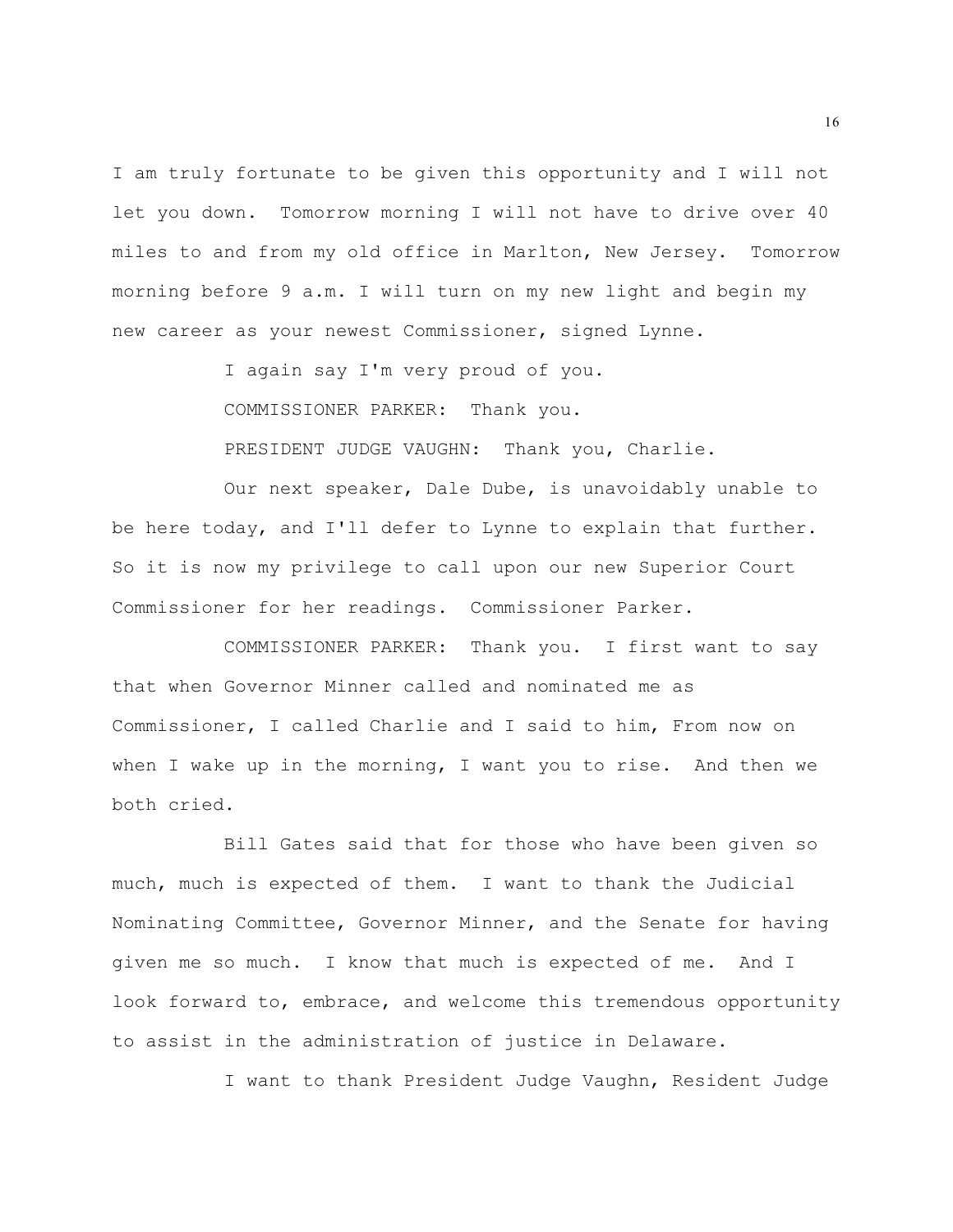I am truly fortunate to be given this opportunity and I will not let you down. Tomorrow morning I will not have to drive over 40 miles to and from my old office in Marlton, New Jersey. Tomorrow morning before 9 a.m. I will turn on my new light and begin my new career as your newest Commissioner, signed Lynne.

I again say I'm very proud of you.

COMMISSIONER PARKER: Thank you.

PRESIDENT JUDGE VAUGHN: Thank you, Charlie.

Our next speaker, Dale Dube, is unavoidably unable to be here today, and I'll defer to Lynne to explain that further. So it is now my privilege to call upon our new Superior Court Commissioner for her readings. Commissioner Parker.

COMMISSIONER PARKER: Thank you. I first want to say that when Governor Minner called and nominated me as Commissioner, I called Charlie and I said to him, From now on when I wake up in the morning, I want you to rise. And then we both cried.

Bill Gates said that for those who have been given so much, much is expected of them. I want to thank the Judicial Nominating Committee, Governor Minner, and the Senate for having given me so much. I know that much is expected of me. And I look forward to, embrace, and welcome this tremendous opportunity to assist in the administration of justice in Delaware.

I want to thank President Judge Vaughn, Resident Judge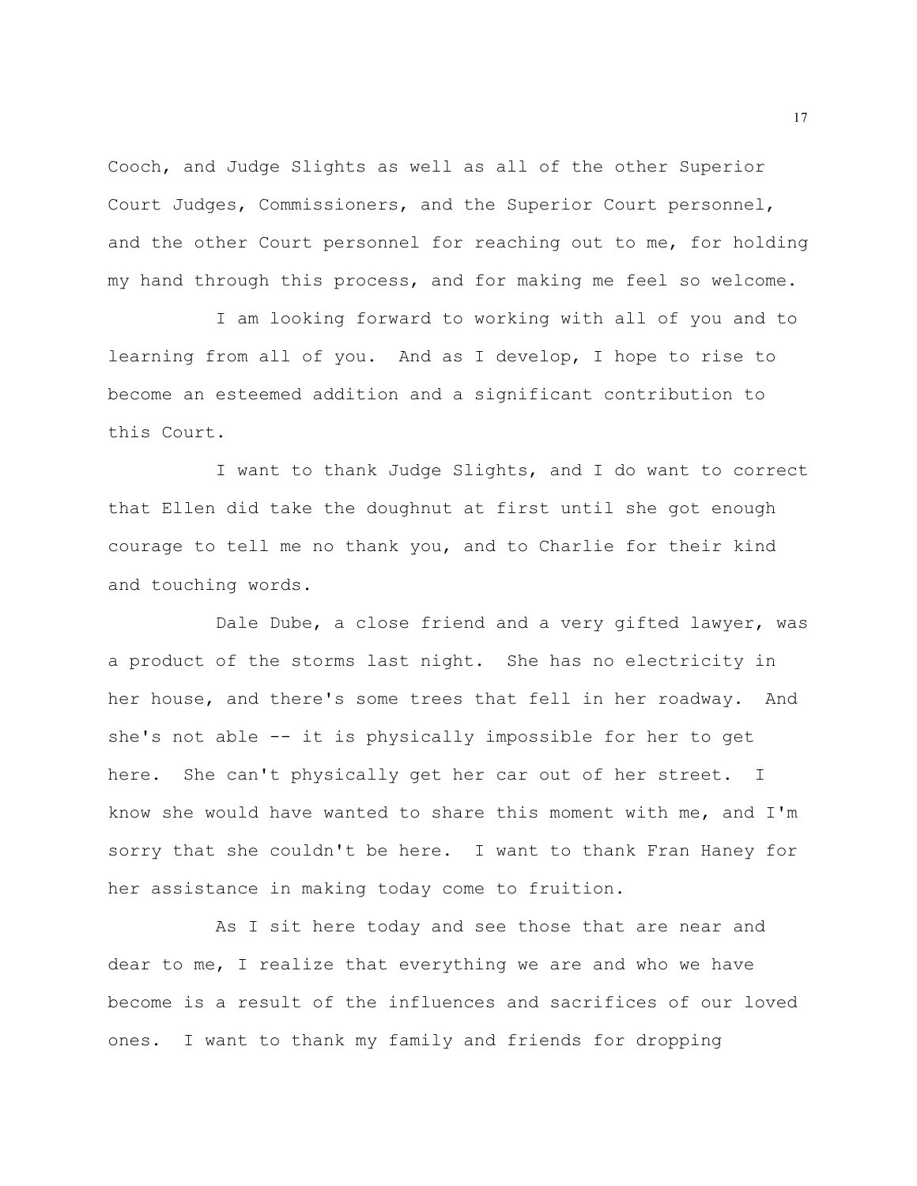Cooch, and Judge Slights as well as all of the other Superior Court Judges, Commissioners, and the Superior Court personnel, and the other Court personnel for reaching out to me, for holding my hand through this process, and for making me feel so welcome.

I am looking forward to working with all of you and to learning from all of you. And as I develop, I hope to rise to become an esteemed addition and a significant contribution to this Court.

I want to thank Judge Slights, and I do want to correct that Ellen did take the doughnut at first until she got enough courage to tell me no thank you, and to Charlie for their kind and touching words.

Dale Dube, a close friend and a very gifted lawyer, was a product of the storms last night. She has no electricity in her house, and there's some trees that fell in her roadway. And she's not able -- it is physically impossible for her to get here. She can't physically get her car out of her street. I know she would have wanted to share this moment with me, and I'm sorry that she couldn't be here. I want to thank Fran Haney for her assistance in making today come to fruition.

As I sit here today and see those that are near and dear to me, I realize that everything we are and who we have become is a result of the influences and sacrifices of our loved ones. I want to thank my family and friends for dropping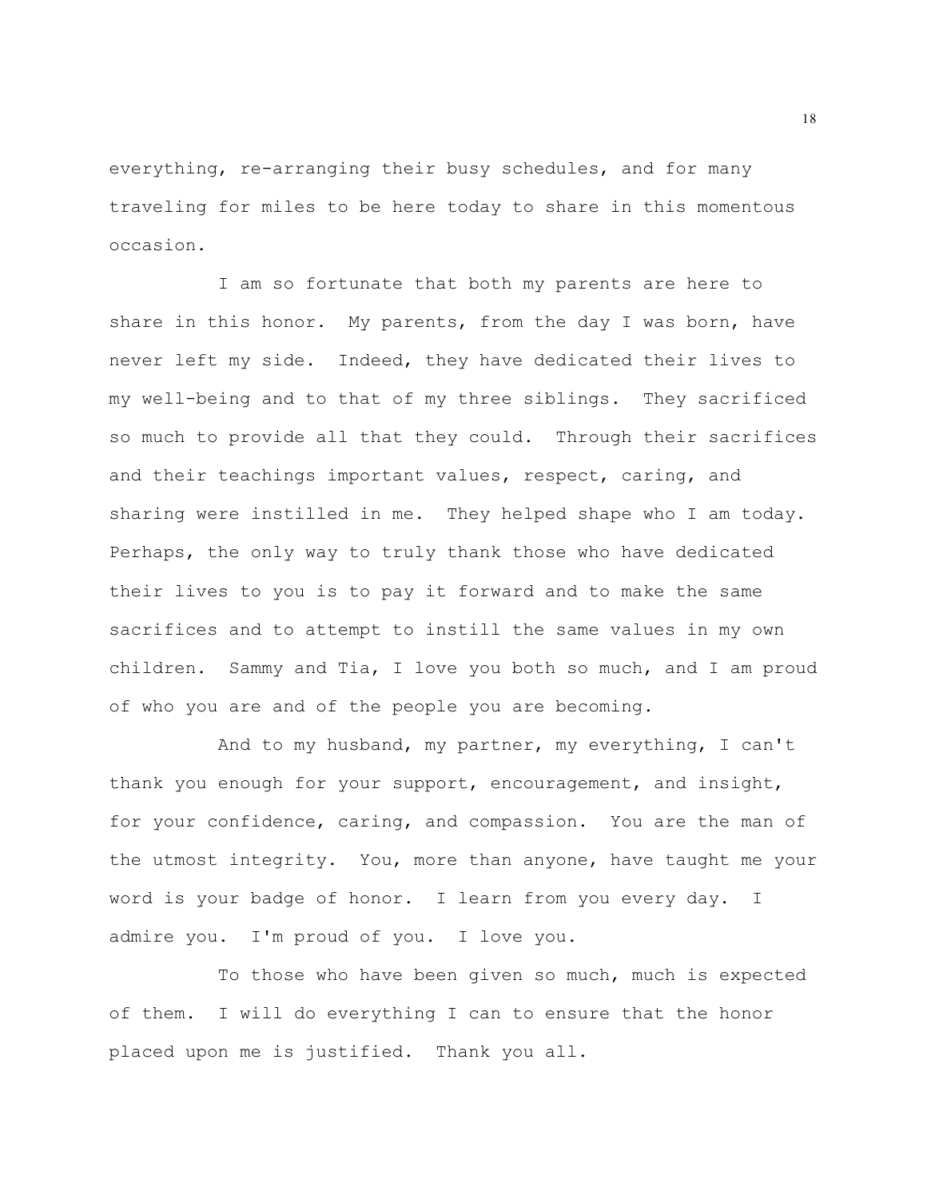everything, re-arranging their busy schedules, and for many traveling for miles to be here today to share in this momentous occasion.

I am so fortunate that both my parents are here to share in this honor. My parents, from the day I was born, have never left my side. Indeed, they have dedicated their lives to my well-being and to that of my three siblings. They sacrificed so much to provide all that they could. Through their sacrifices and their teachings important values, respect, caring, and sharing were instilled in me. They helped shape who I am today. Perhaps, the only way to truly thank those who have dedicated their lives to you is to pay it forward and to make the same sacrifices and to attempt to instill the same values in my own children. Sammy and Tia, I love you both so much, and I am proud of who you are and of the people you are becoming.

And to my husband, my partner, my everything, I can't thank you enough for your support, encouragement, and insight, for your confidence, caring, and compassion. You are the man of the utmost integrity. You, more than anyone, have taught me your word is your badge of honor. I learn from you every day. I admire you. I'm proud of you. I love you.

To those who have been given so much, much is expected of them. I will do everything I can to ensure that the honor placed upon me is justified. Thank you all.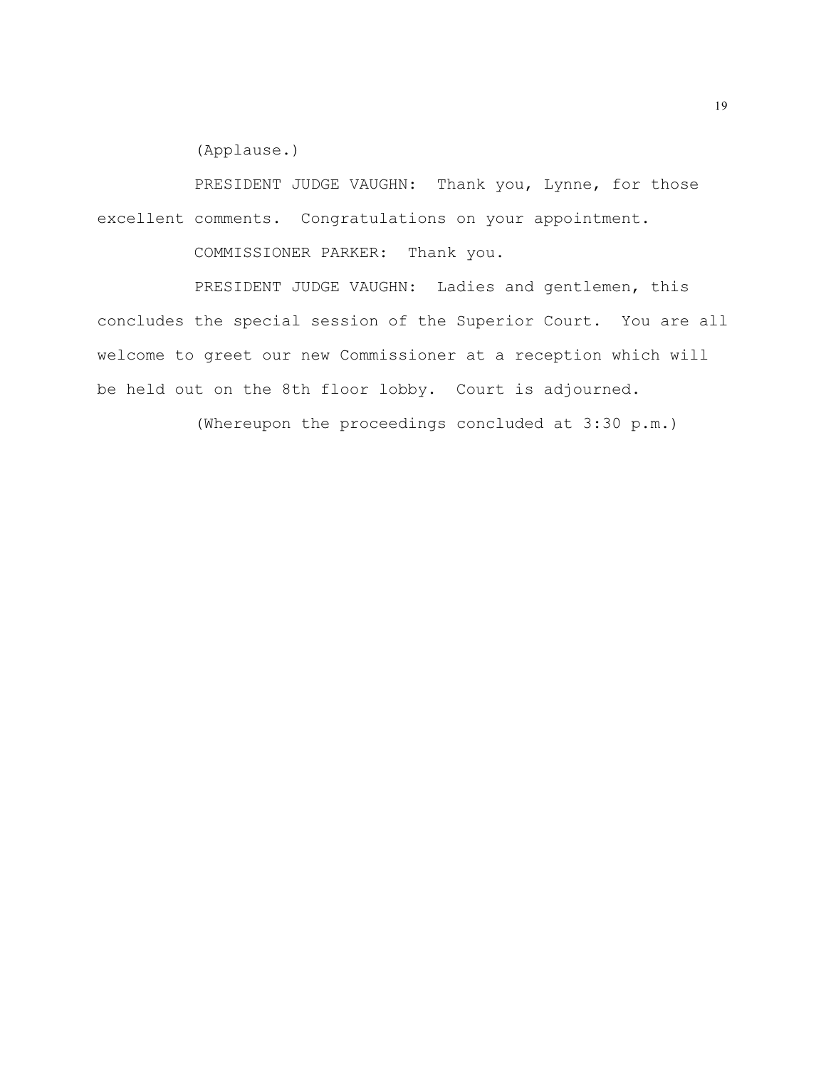(Applause.)

PRESIDENT JUDGE VAUGHN: Thank you, Lynne, for those excellent comments. Congratulations on your appointment.

COMMISSIONER PARKER: Thank you.

PRESIDENT JUDGE VAUGHN: Ladies and gentlemen, this concludes the special session of the Superior Court. You are all welcome to greet our new Commissioner at a reception which will be held out on the 8th floor lobby. Court is adjourned.

(Whereupon the proceedings concluded at 3:30 p.m.)